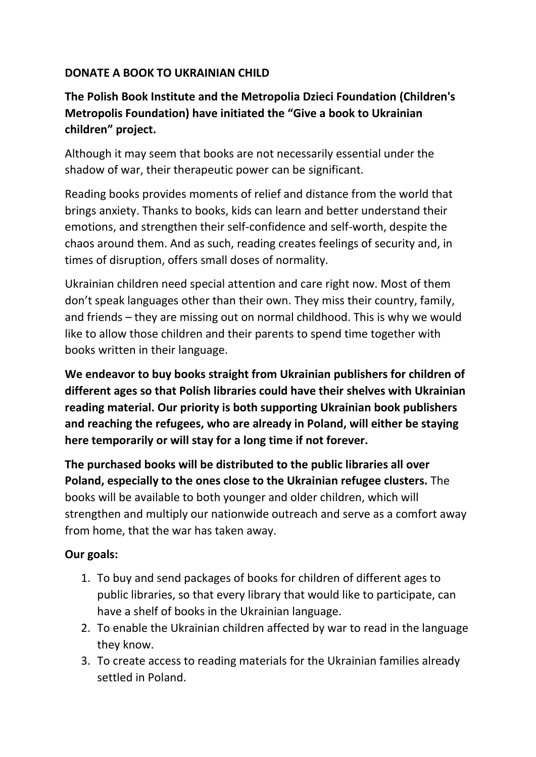# DONATE A BOOK TO UKRAINIAN CHILD

**The Polish Book Institute and the Metropolia Dzieci Foundation (Children's Metropolis Foundation) have initiated the "Give a book to Ukrainian children" project.**

Although it may seem that books are not necessarily essential under the shadow of war, their therapeutic power can be significant.

Reading books provides moments of relief and distance from the world that brings anxiety. Thanks to books, kids can learn and better understand their emotions, and strengthen their self-confidence and self-worth, despite the chaos around them. And as such, reading creates feelings of security and, in times of disruption, offers small doses of normality.

Ukrainian children need special attention and care right now. Most of them don't speak languages other than their own. They miss their country, family, and friends – they are missing out on normal childhood. This is why we would like to allow those children and their parents to spend time together with books written in their language.

**We endeavor to buy books straight from Ukrainian publishers for children of different ages so that Polish libraries could have their shelves with Ukrainian reading material. Our priority is both supporting Ukrainian book publishers and reaching the refugees, who are already in Poland, will either be staying here temporarily or will stay for a long time if not forever.**

**The purchased books will be distributed to the public libraries all over Poland, especially to the ones close to the Ukrainian refugee clusters.** The books will be available to both younger and older children, which will strengthen and multiply our nationwide outreach and serve as a comfort away from home, that the war has taken away.

**Our goals:**

1. To buy and send packages of books for children of different ages to public libraries, so that every library that would like to participate, can have a shelf of books in the Ukrainian language.
2. To enable the Ukrainian children affected by war to read in the language they know.
3. To create access to reading materials for the Ukrainian families already settled in Poland.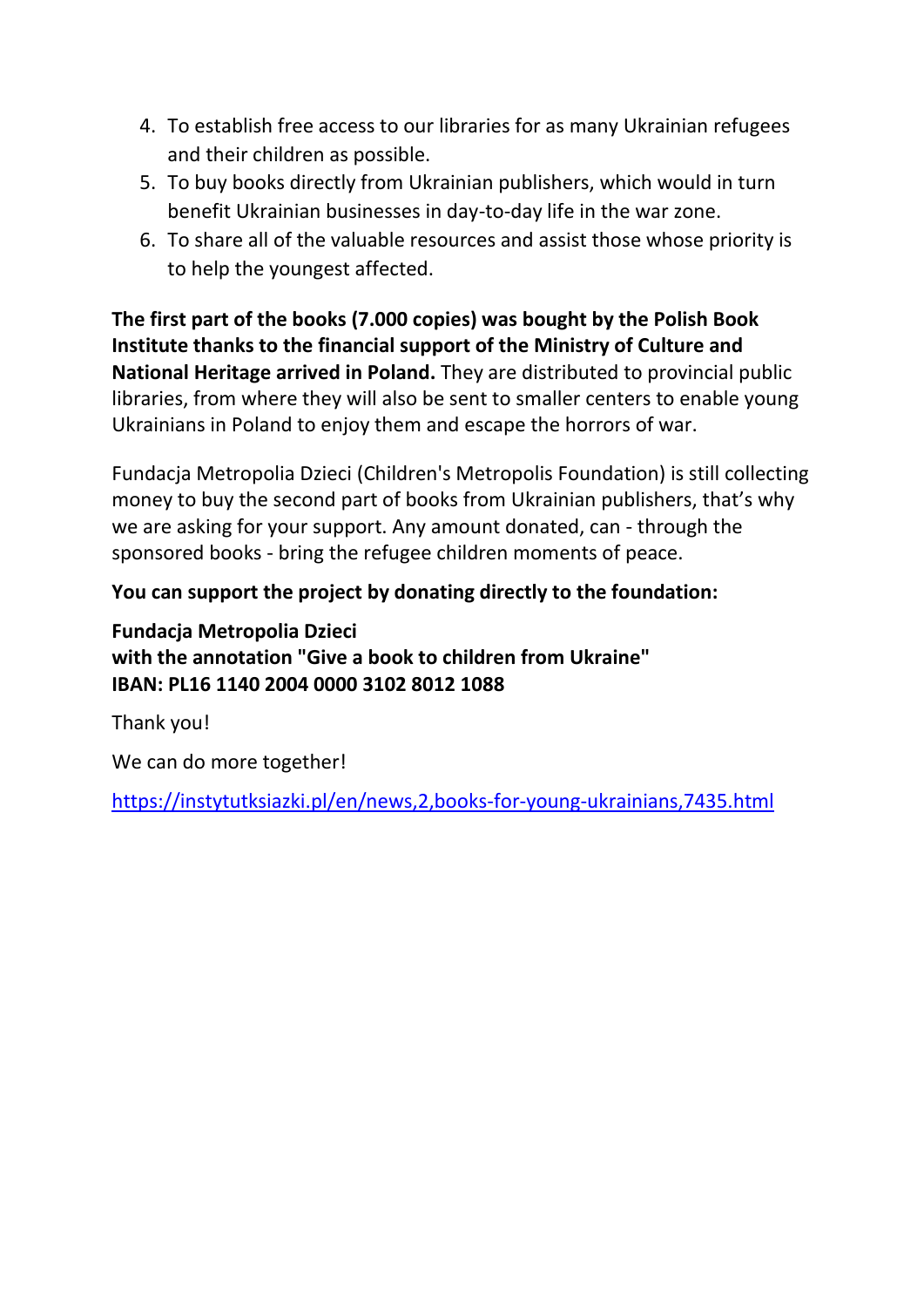4. To establish free access to our libraries for as many Ukrainian refugees and their children as possible.
5. To buy books directly from Ukrainian publishers, which would in turn benefit Ukrainian businesses in day-to-day life in the war zone.
6. To share all of the valuable resources and assist those whose priority is to help the youngest affected.

**The first part of the books (7.000 copies) was bought by the Polish Book Institute thanks to the financial support of the Ministry of Culture and National Heritage arrived in Poland.** They are distributed to provincial public libraries, from where they will also be sent to smaller centers to enable young Ukrainians in Poland to enjoy them and escape the horrors of war.

Fundacja Metropolia Dzieci (Children's Metropolis Foundation) is still collecting money to buy the second part of books from Ukrainian publishers, that's why we are asking for your support. Any amount donated, can - through the sponsored books - bring the refugee children moments of peace.

**You can support the project by donating directly to the foundation:**

**Fundacja Metropolia Dzieci**
**with the annotation "Give a book to children from Ukraine"**
**IBAN: PL16 1140 2004 0000 3102 8012 1088**

Thank you!

We can do more together!

https://instytutksiazki.pl/en/news,2,books-for-young-ukrainians,7435.html